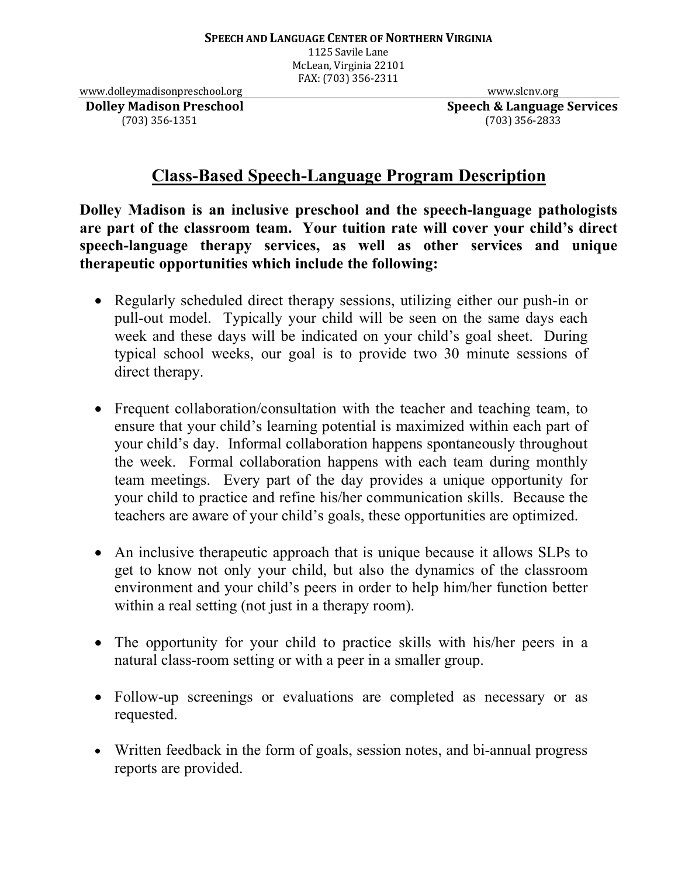**SPEECH AND LANGUAGE CENTER OF NORTHERN VIRGINIA**

1125 Savile Lane
McLean, Virginia 22101
FAX: (703) 356-2311

www.dolleymadisonpreschool.org | www.slcnv.org

**Dolley Madison Preschool**
(703) 356-1351

**Speech & Language Services**
(703) 356-2833

# Class-Based Speech-Language Program Description

**Dolley Madison is an inclusive preschool and the speech-language pathologists are part of the classroom team. Your tuition rate will cover your child's direct speech-language therapy services, as well as other services and unique therapeutic opportunities which include the following:**

- Regularly scheduled direct therapy sessions, utilizing either our push-in or pull-out model. Typically your child will be seen on the same days each week and these days will be indicated on your child's goal sheet. During typical school weeks, our goal is to provide two 30 minute sessions of direct therapy.

- Frequent collaboration/consultation with the teacher and teaching team, to ensure that your child's learning potential is maximized within each part of your child's day. Informal collaboration happens spontaneously throughout the week. Formal collaboration happens with each team during monthly team meetings. Every part of the day provides a unique opportunity for your child to practice and refine his/her communication skills. Because the teachers are aware of your child's goals, these opportunities are optimized.

- An inclusive therapeutic approach that is unique because it allows SLPs to get to know not only your child, but also the dynamics of the classroom environment and your child's peers in order to help him/her function better within a real setting (not just in a therapy room).

- The opportunity for your child to practice skills with his/her peers in a natural class-room setting or with a peer in a smaller group.

- Follow-up screenings or evaluations are completed as necessary or as requested.

- Written feedback in the form of goals, session notes, and bi-annual progress reports are provided.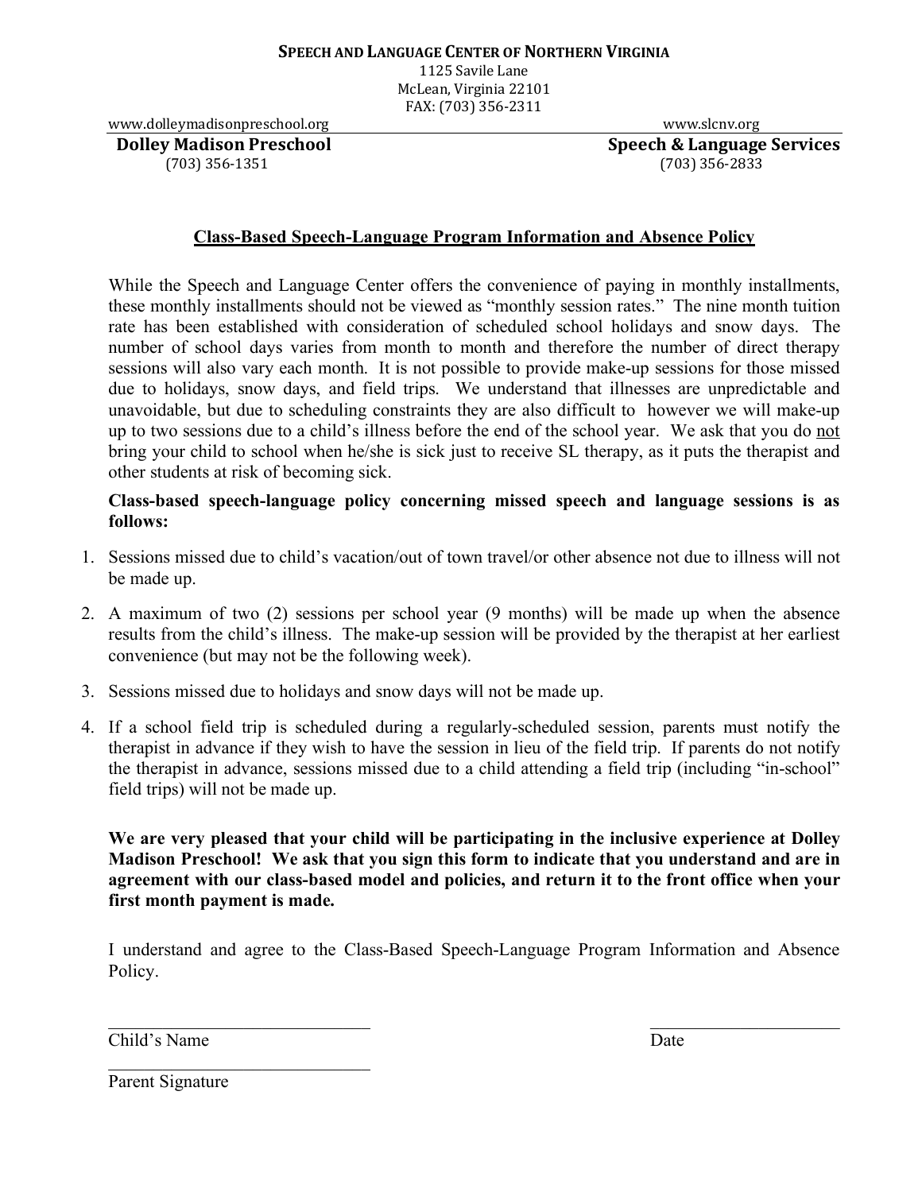**SPEECH AND LANGUAGE CENTER OF NORTHERN VIRGINIA**
1125 Savile Lane
McLean, Virginia 22101
FAX: (703) 356-2311

www.dolleymadisonpreschool.org | www.slcnv.org

**Dolley Madison Preschool**
(703) 356-1351

**Speech & Language Services**
(703) 356-2833

## Class-Based Speech-Language Program Information and Absence Policy

While the Speech and Language Center offers the convenience of paying in monthly installments, these monthly installments should not be viewed as "monthly session rates." The nine month tuition rate has been established with consideration of scheduled school holidays and snow days. The number of school days varies from month to month and therefore the number of direct therapy sessions will also vary each month. It is not possible to provide make-up sessions for those missed due to holidays, snow days, and field trips. We understand that illnesses are unpredictable and unavoidable, but due to scheduling constraints they are also difficult to however we will make-up up to two sessions due to a child's illness before the end of the school year. We ask that you do not bring your child to school when he/she is sick just to receive SL therapy, as it puts the therapist and other students at risk of becoming sick.

**Class-based speech-language policy concerning missed speech and language sessions is as follows:**

1. Sessions missed due to child's vacation/out of town travel/or other absence not due to illness will not be made up.
2. A maximum of two (2) sessions per school year (9 months) will be made up when the absence results from the child's illness. The make-up session will be provided by the therapist at her earliest convenience (but may not be the following week).
3. Sessions missed due to holidays and snow days will not be made up.
4. If a school field trip is scheduled during a regularly-scheduled session, parents must notify the therapist in advance if they wish to have the session in lieu of the field trip. If parents do not notify the therapist in advance, sessions missed due to a child attending a field trip (including "in-school" field trips) will not be made up.

**We are very pleased that your child will be participating in the inclusive experience at Dolley Madison Preschool! We ask that you sign this form to indicate that you understand and are in agreement with our class-based model and policies, and return it to the front office when your first month payment is made.**

I understand and agree to the Class-Based Speech-Language Program Information and Absence Policy.

\_\_\_\_\_\_\_\_\_\_\_\_\_\_\_\_\_\_\_\_\_\_\_\_\_\_\_\_\_\_
Child's Name

\_\_\_\_\_\_\_\_\_\_\_\_\_\_\_\_\_\_\_\_\_\_
Date

\_\_\_\_\_\_\_\_\_\_\_\_\_\_\_\_\_\_\_\_\_\_\_\_\_\_\_\_\_\_
Parent Signature